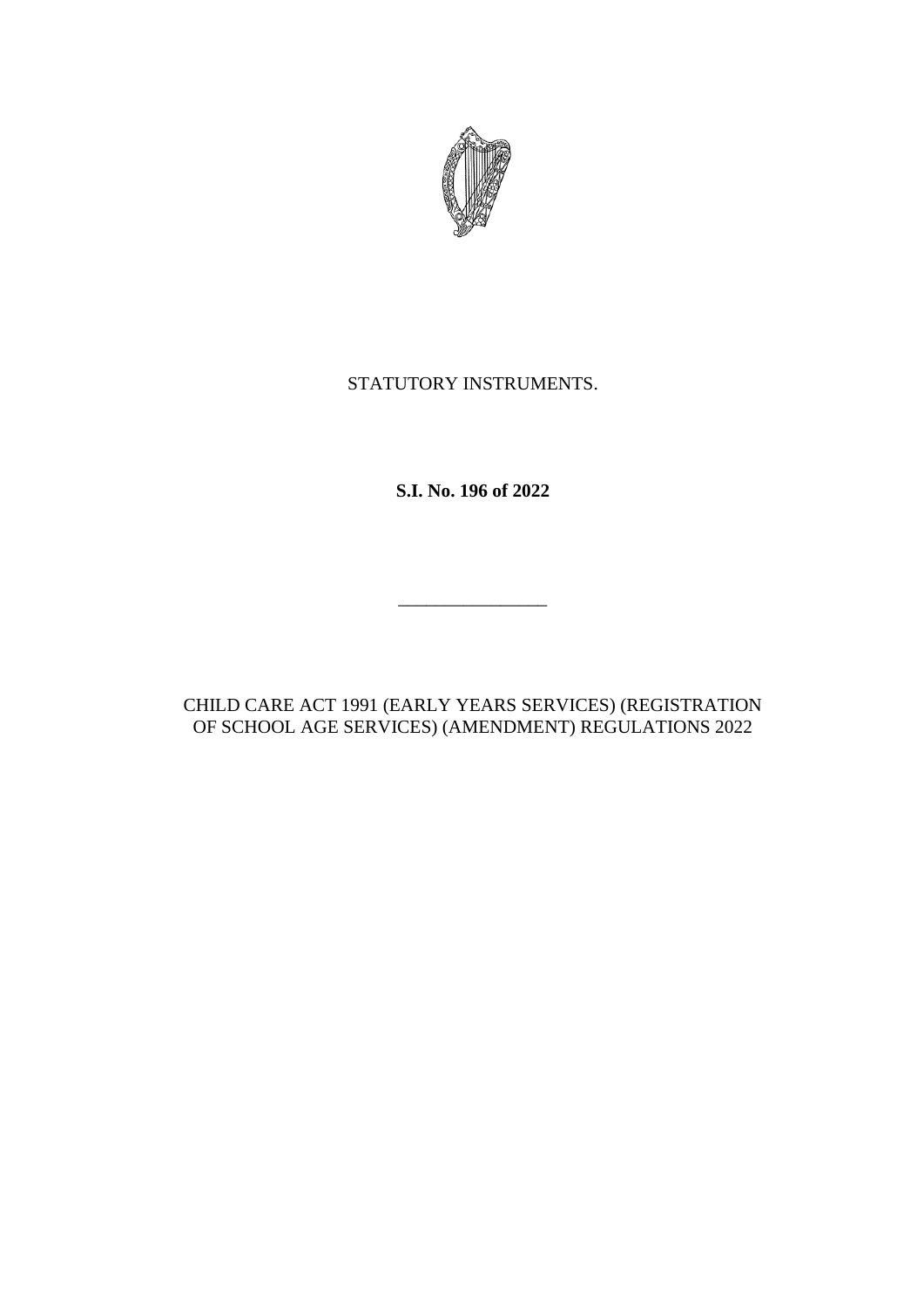STATUTORY INSTRUMENTS.

**S.I. No. 196 of 2022**

---

CHILD CARE ACT 1991 (EARLY YEARS SERVICES) (REGISTRATION OF SCHOOL AGE SERVICES) (AMENDMENT) REGULATIONS 2022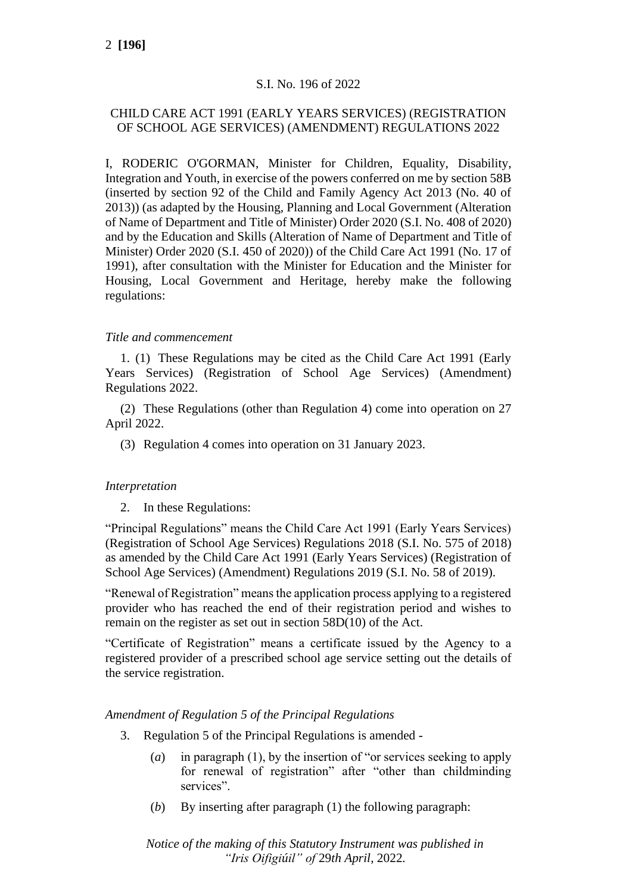S.I. No. 196 of 2022

CHILD CARE ACT 1991 (EARLY YEARS SERVICES) (REGISTRATION OF SCHOOL AGE SERVICES) (AMENDMENT) REGULATIONS 2022

I, RODERIC O'GORMAN, Minister for Children, Equality, Disability, Integration and Youth, in exercise of the powers conferred on me by section 58B (inserted by section 92 of the Child and Family Agency Act 2013 (No. 40 of 2013)) (as adapted by the Housing, Planning and Local Government (Alteration of Name of Department and Title of Minister) Order 2020 (S.I. No. 408 of 2020) and by the Education and Skills (Alteration of Name of Department and Title of Minister) Order 2020 (S.I. 450 of 2020)) of the Child Care Act 1991 (No. 17 of 1991), after consultation with the Minister for Education and the Minister for Housing, Local Government and Heritage, hereby make the following regulations:

*Title and commencement*

1. (1) These Regulations may be cited as the Child Care Act 1991 (Early Years Services) (Registration of School Age Services) (Amendment) Regulations 2022.

(2) These Regulations (other than Regulation 4) come into operation on 27 April 2022.

(3) Regulation 4 comes into operation on 31 January 2023.

*Interpretation*

2. In these Regulations:

"Principal Regulations" means the Child Care Act 1991 (Early Years Services) (Registration of School Age Services) Regulations 2018 (S.I. No. 575 of 2018) as amended by the Child Care Act 1991 (Early Years Services) (Registration of School Age Services) (Amendment) Regulations 2019 (S.I. No. 58 of 2019).

"Renewal of Registration" means the application process applying to a registered provider who has reached the end of their registration period and wishes to remain on the register as set out in section 58D(10) of the Act.

"Certificate of Registration" means a certificate issued by the Agency to a registered provider of a prescribed school age service setting out the details of the service registration.

*Amendment of Regulation 5 of the Principal Regulations*

3. Regulation 5 of the Principal Regulations is amended -

(*a*) in paragraph (1), by the insertion of "or services seeking to apply for renewal of registration" after "other than childminding services".

(*b*) By inserting after paragraph (1) the following paragraph:

*Notice of the making of this Statutory Instrument was published in "Iris Oifigiúil" of 29th April, 2022.*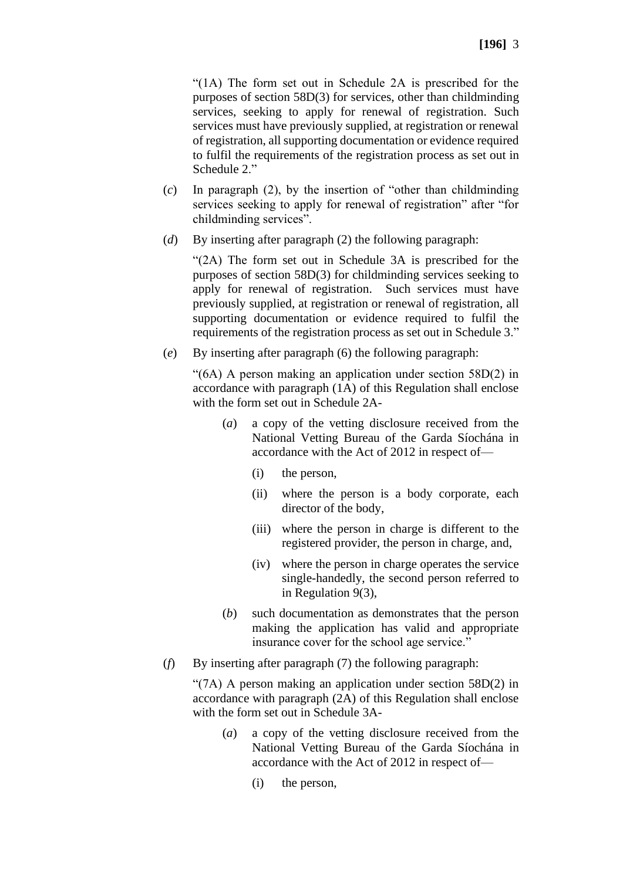"(1A) The form set out in Schedule 2A is prescribed for the purposes of section 58D(3) for services, other than childminding services, seeking to apply for renewal of registration. Such services must have previously supplied, at registration or renewal of registration, all supporting documentation or evidence required to fulfil the requirements of the registration process as set out in Schedule 2."

(*c*) In paragraph (2), by the insertion of "other than childminding services seeking to apply for renewal of registration" after "for childminding services".

(*d*) By inserting after paragraph (2) the following paragraph:

"(2A) The form set out in Schedule 3A is prescribed for the purposes of section 58D(3) for childminding services seeking to apply for renewal of registration. Such services must have previously supplied, at registration or renewal of registration, all supporting documentation or evidence required to fulfil the requirements of the registration process as set out in Schedule 3."

(*e*) By inserting after paragraph (6) the following paragraph:

"(6A) A person making an application under section 58D(2) in accordance with paragraph (1A) of this Regulation shall enclose with the form set out in Schedule 2A-

> (*a*) a copy of the vetting disclosure received from the National Vetting Bureau of the Garda Síochána in accordance with the Act of 2012 in respect of—
>
> > (i) the person,
> >
> > (ii) where the person is a body corporate, each director of the body,
> >
> > (iii) where the person in charge is different to the registered provider, the person in charge, and,
> >
> > (iv) where the person in charge operates the service single-handedly, the second person referred to in Regulation 9(3),
>
> (*b*) such documentation as demonstrates that the person making the application has valid and appropriate insurance cover for the school age service."

(*f*) By inserting after paragraph (7) the following paragraph:

"(7A) A person making an application under section 58D(2) in accordance with paragraph (2A) of this Regulation shall enclose with the form set out in Schedule 3A-

> (*a*) a copy of the vetting disclosure received from the National Vetting Bureau of the Garda Síochána in accordance with the Act of 2012 in respect of—
>
> > (i) the person,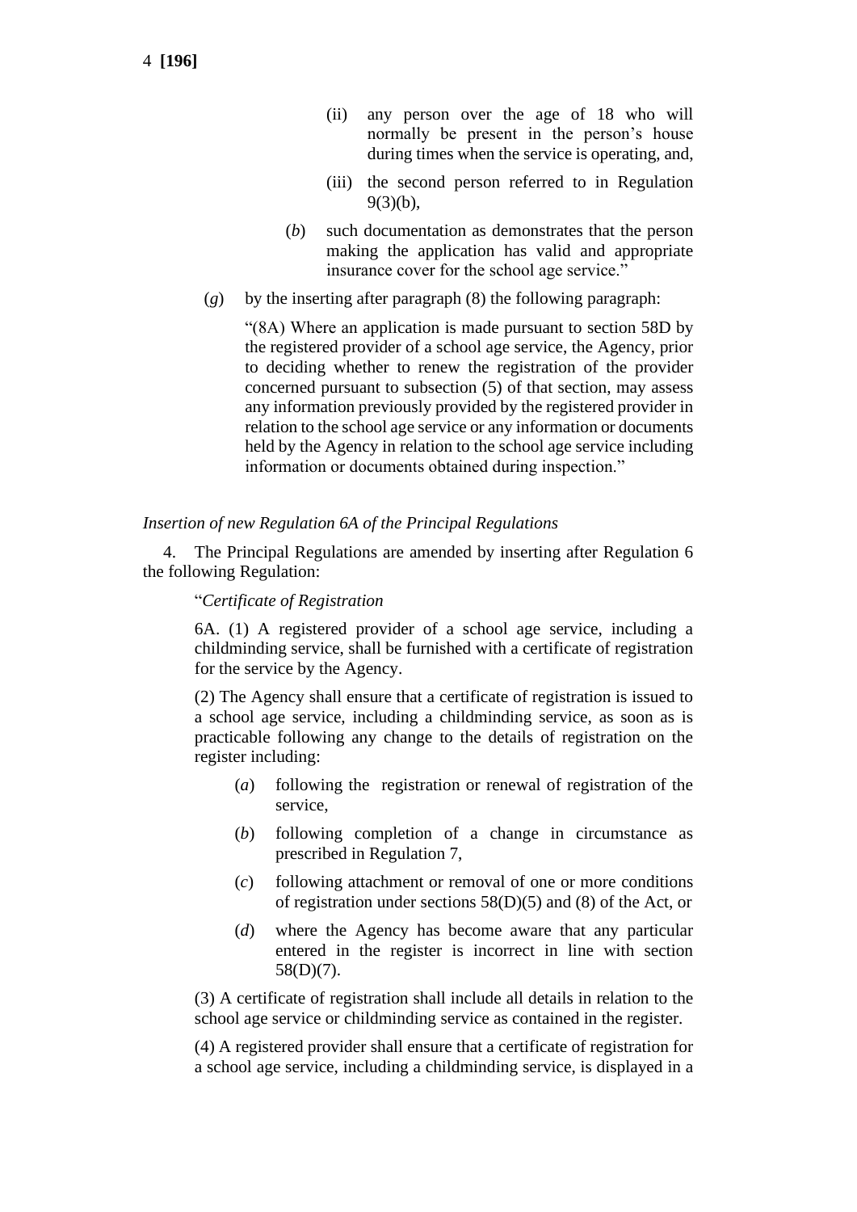(ii) any person over the age of 18 who will normally be present in the person's house during times when the service is operating, and,

(iii) the second person referred to in Regulation 9(3)(b),

(*b*) such documentation as demonstrates that the person making the application has valid and appropriate insurance cover for the school age service."

(*g*) by the inserting after paragraph (8) the following paragraph:

"(8A) Where an application is made pursuant to section 58D by the registered provider of a school age service, the Agency, prior to deciding whether to renew the registration of the provider concerned pursuant to subsection (5) of that section, may assess any information previously provided by the registered provider in relation to the school age service or any information or documents held by the Agency in relation to the school age service including information or documents obtained during inspection."

*Insertion of new Regulation 6A of the Principal Regulations*

4. The Principal Regulations are amended by inserting after Regulation 6 the following Regulation:

"*Certificate of Registration*

6A. (1) A registered provider of a school age service, including a childminding service, shall be furnished with a certificate of registration for the service by the Agency.

(2) The Agency shall ensure that a certificate of registration is issued to a school age service, including a childminding service, as soon as is practicable following any change to the details of registration on the register including:

(*a*) following the registration or renewal of registration of the service,

(*b*) following completion of a change in circumstance as prescribed in Regulation 7,

(*c*) following attachment or removal of one or more conditions of registration under sections 58(D)(5) and (8) of the Act, or

(*d*) where the Agency has become aware that any particular entered in the register is incorrect in line with section 58(D)(7).

(3) A certificate of registration shall include all details in relation to the school age service or childminding service as contained in the register.

(4) A registered provider shall ensure that a certificate of registration for a school age service, including a childminding service, is displayed in a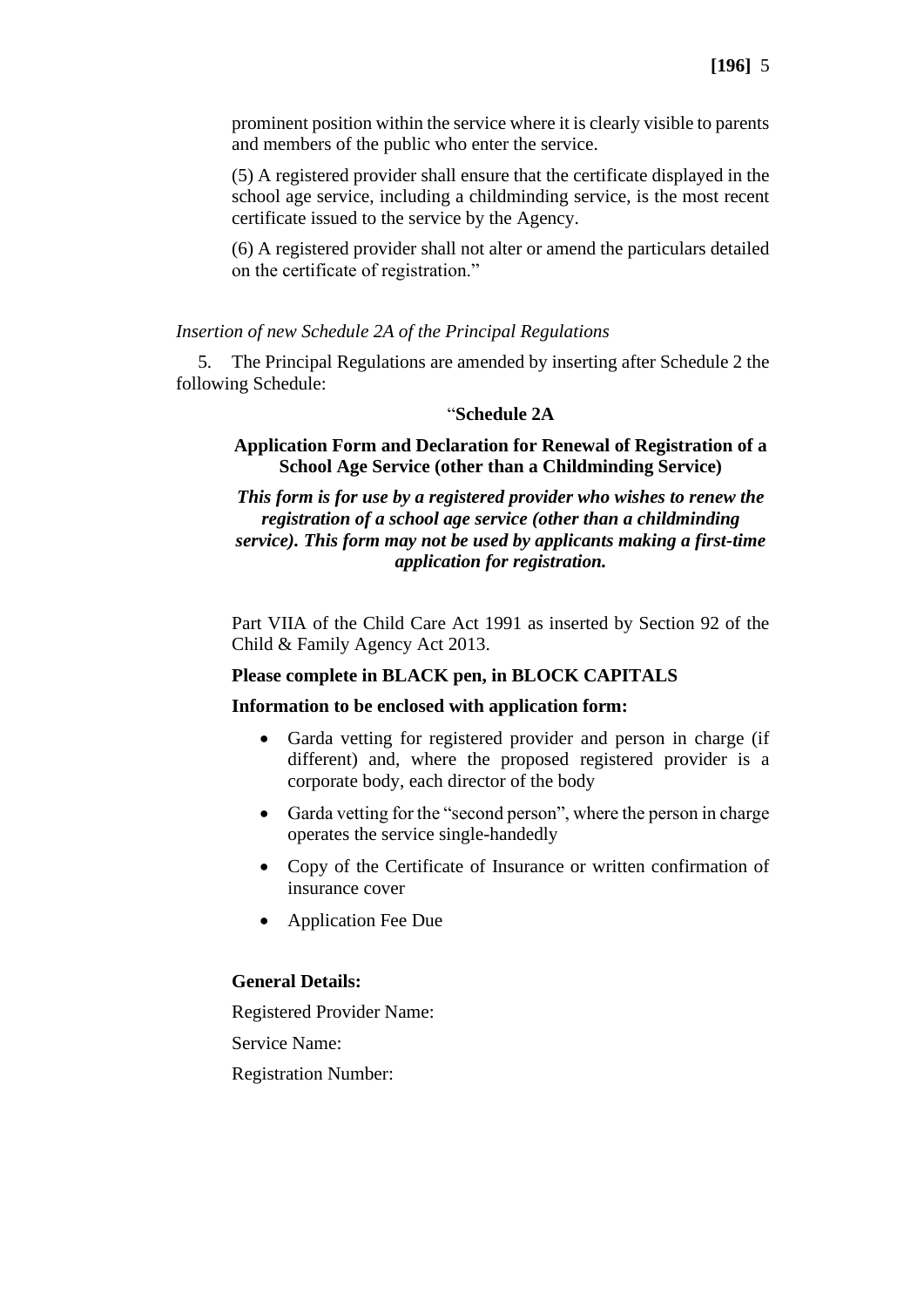prominent position within the service where it is clearly visible to parents and members of the public who enter the service.

(5) A registered provider shall ensure that the certificate displayed in the school age service, including a childminding service, is the most recent certificate issued to the service by the Agency.

(6) A registered provider shall not alter or amend the particulars detailed on the certificate of registration."

*Insertion of new Schedule 2A of the Principal Regulations*

5. The Principal Regulations are amended by inserting after Schedule 2 the following Schedule:

"**Schedule 2A**

**Application Form and Declaration for Renewal of Registration of a School Age Service (other than a Childminding Service)**

***This form is for use by a registered provider who wishes to renew the registration of a school age service (other than a childminding service). This form may not be used by applicants making a first-time application for registration.***

Part VIIA of the Child Care Act 1991 as inserted by Section 92 of the Child & Family Agency Act 2013.

**Please complete in BLACK pen, in BLOCK CAPITALS**

**Information to be enclosed with application form:**

- Garda vetting for registered provider and person in charge (if different) and, where the proposed registered provider is a corporate body, each director of the body
- Garda vetting for the "second person", where the person in charge operates the service single-handedly
- Copy of the Certificate of Insurance or written confirmation of insurance cover
- Application Fee Due

**General Details:**

Registered Provider Name:

Service Name:

Registration Number: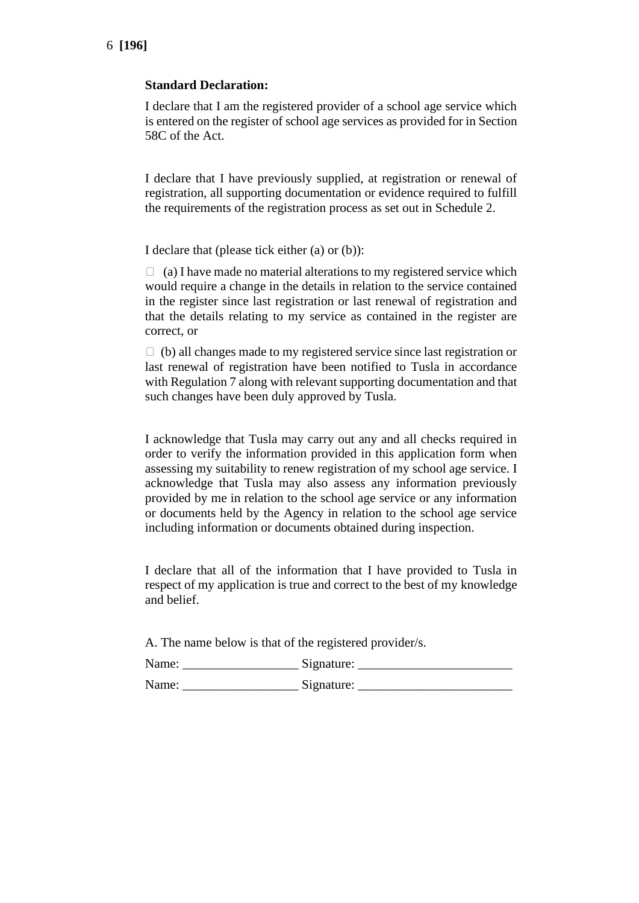**Standard Declaration:**

I declare that I am the registered provider of a school age service which is entered on the register of school age services as provided for in Section 58C of the Act.

I declare that I have previously supplied, at registration or renewal of registration, all supporting documentation or evidence required to fulfill the requirements of the registration process as set out in Schedule 2.

I declare that (please tick either (a) or (b)):

☐ (a) I have made no material alterations to my registered service which would require a change in the details in relation to the service contained in the register since last registration or last renewal of registration and that the details relating to my service as contained in the register are correct, or

☐ (b) all changes made to my registered service since last registration or last renewal of registration have been notified to Tusla in accordance with Regulation 7 along with relevant supporting documentation and that such changes have been duly approved by Tusla.

I acknowledge that Tusla may carry out any and all checks required in order to verify the information provided in this application form when assessing my suitability to renew registration of my school age service. I acknowledge that Tusla may also assess any information previously provided by me in relation to the school age service or any information or documents held by the Agency in relation to the school age service including information or documents obtained during inspection.

I declare that all of the information that I have provided to Tusla in respect of my application is true and correct to the best of my knowledge and belief.

A. The name below is that of the registered provider/s.

Name: __________________ Signature: ________________________

Name: __________________ Signature: ________________________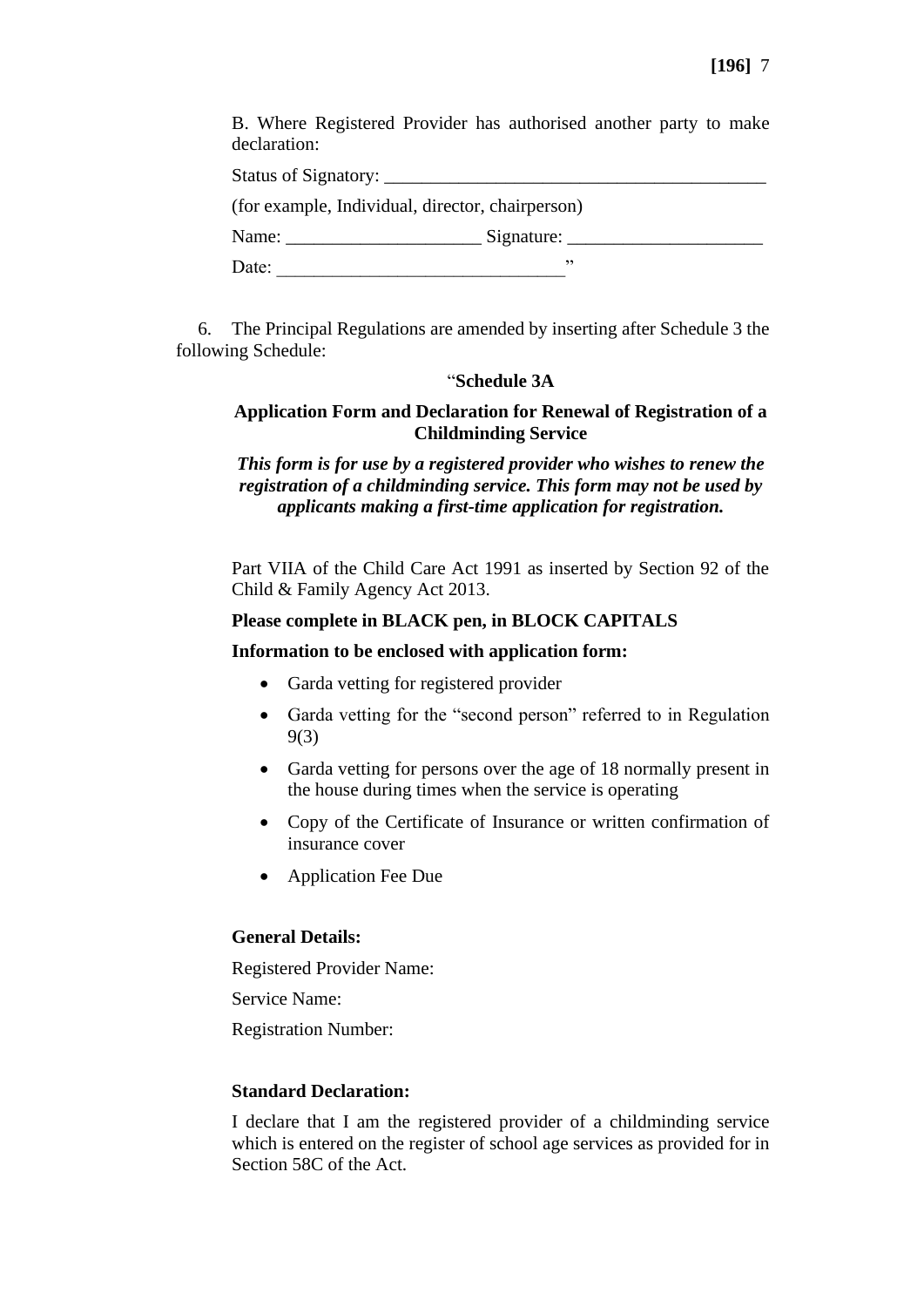B. Where Registered Provider has authorised another party to make declaration:

Status of Signatory: ________________________________________

(for example, Individual, director, chairperson)

Name: ____________________ Signature: ____________________

Date: ______________________________"

6. The Principal Regulations are amended by inserting after Schedule 3 the following Schedule:

"**Schedule 3A**

**Application Form and Declaration for Renewal of Registration of a Childminding Service**

***This form is for use by a registered provider who wishes to renew the registration of a childminding service. This form may not be used by applicants making a first-time application for registration.***

Part VIIA of the Child Care Act 1991 as inserted by Section 92 of the Child & Family Agency Act 2013.

**Please complete in BLACK pen, in BLOCK CAPITALS**

**Information to be enclosed with application form:**

- Garda vetting for registered provider
- Garda vetting for the "second person" referred to in Regulation 9(3)
- Garda vetting for persons over the age of 18 normally present in the house during times when the service is operating
- Copy of the Certificate of Insurance or written confirmation of insurance cover
- Application Fee Due

**General Details:**

Registered Provider Name:

Service Name:

Registration Number:

**Standard Declaration:**

I declare that I am the registered provider of a childminding service which is entered on the register of school age services as provided for in Section 58C of the Act.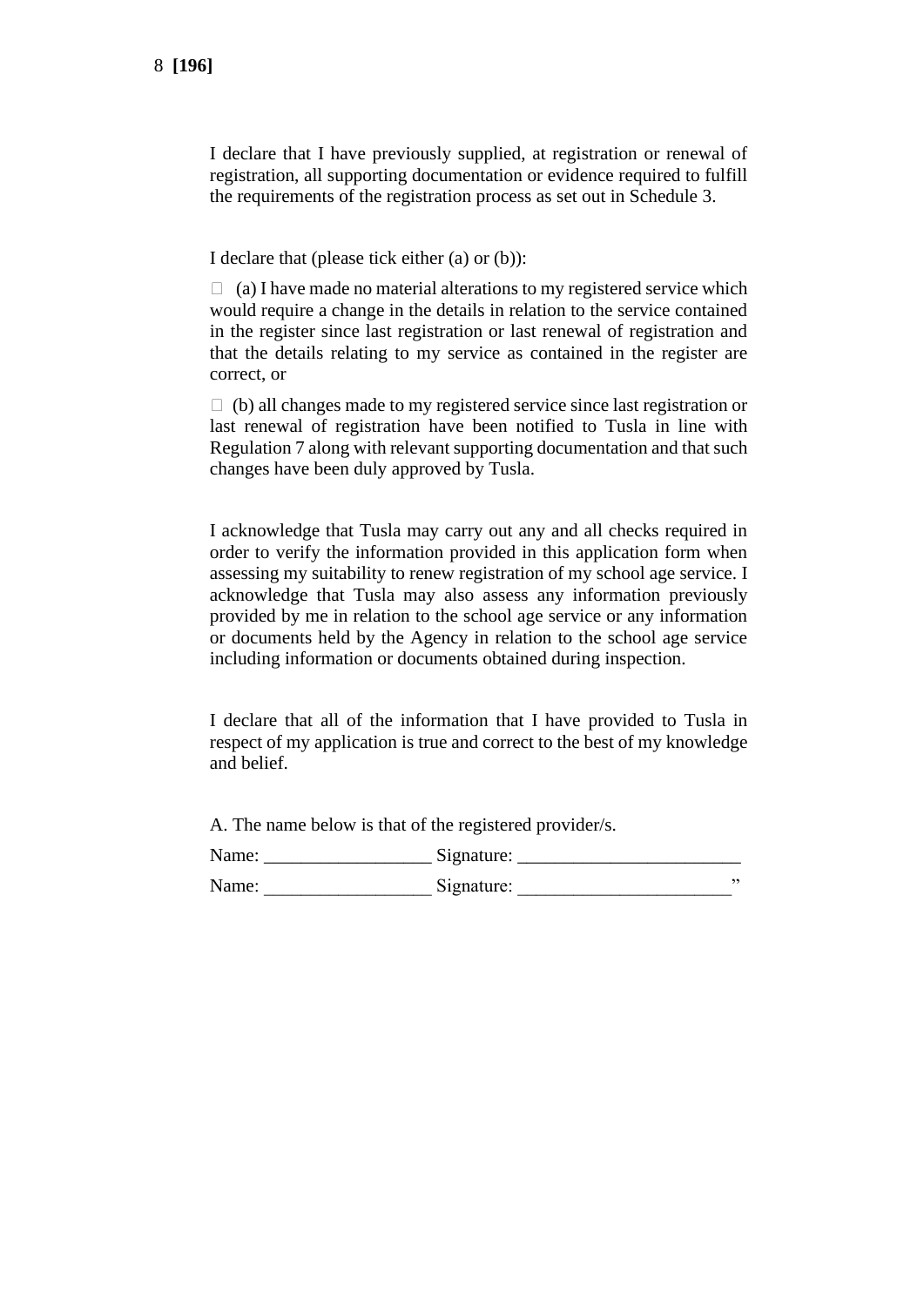I declare that I have previously supplied, at registration or renewal of registration, all supporting documentation or evidence required to fulfill the requirements of the registration process as set out in Schedule 3.

I declare that (please tick either (a) or (b)):

☐ (a) I have made no material alterations to my registered service which would require a change in the details in relation to the service contained in the register since last registration or last renewal of registration and that the details relating to my service as contained in the register are correct, or

☐ (b) all changes made to my registered service since last registration or last renewal of registration have been notified to Tusla in line with Regulation 7 along with relevant supporting documentation and that such changes have been duly approved by Tusla.

I acknowledge that Tusla may carry out any and all checks required in order to verify the information provided in this application form when assessing my suitability to renew registration of my school age service. I acknowledge that Tusla may also assess any information previously provided by me in relation to the school age service or any information or documents held by the Agency in relation to the school age service including information or documents obtained during inspection.

I declare that all of the information that I have provided to Tusla in respect of my application is true and correct to the best of my knowledge and belief.

A. The name below is that of the registered provider/s.

Name: _________________ Signature: _______________________

Name: _________________ Signature: ______________________”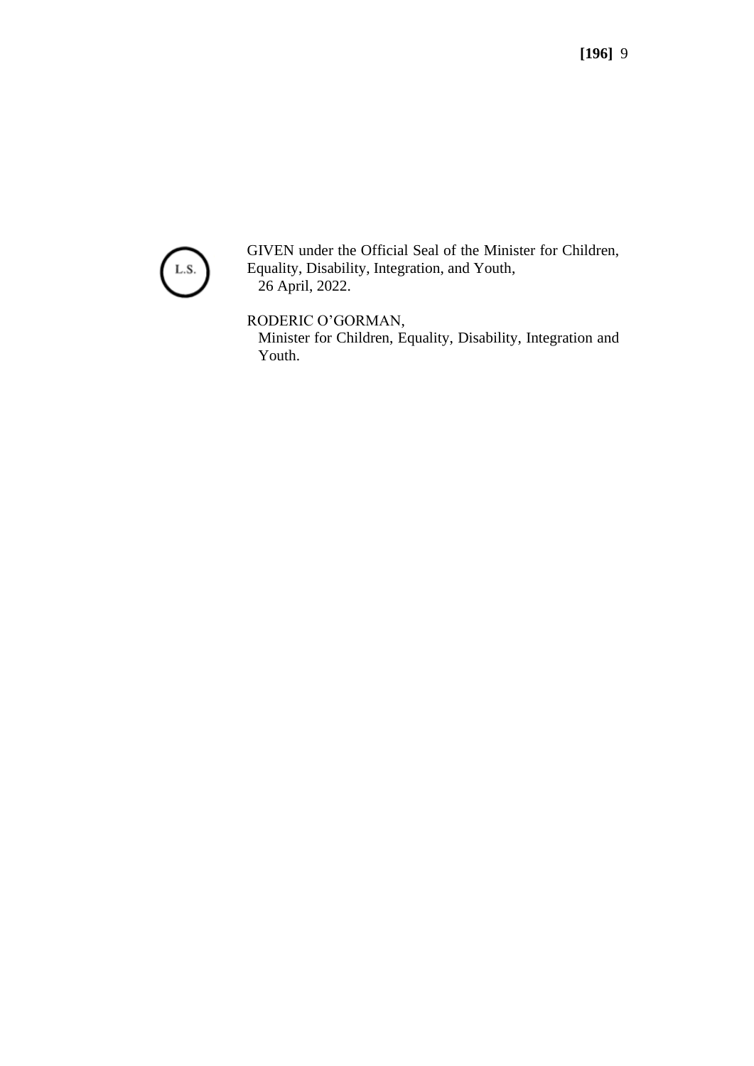L.S.

GIVEN under the Official Seal of the Minister for Children, Equality, Disability, Integration, and Youth,
26 April, 2022.

RODERIC O'GORMAN,
Minister for Children, Equality, Disability, Integration and Youth.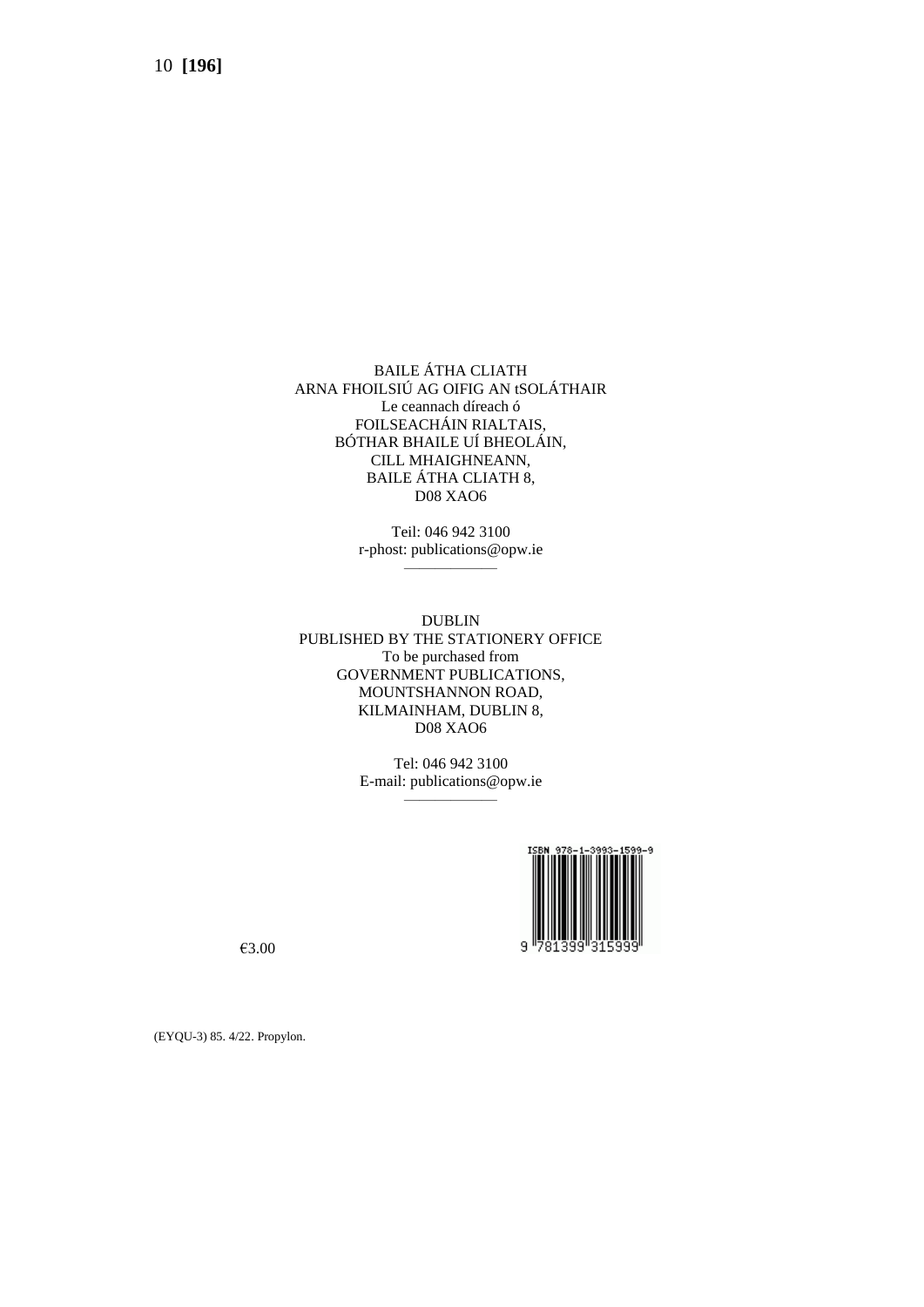BAILE ÁTHA CLIATH
ARNA FHOILSIÚ AG OIFIG AN tSOLÁTHAIR
Le ceannach díreach ó
FOILSEACHÁIN RIALTAIS,
BÓTHAR BHAILE UÍ BHEOLÁIN,
CILL MHAIGHNEANN,
BAILE ÁTHA CLIATH 8,
D08 XAO6

Teil: 046 942 3100
r-phost: publications@opw.ie

---

DUBLIN
PUBLISHED BY THE STATIONERY OFFICE
To be purchased from
GOVERNMENT PUBLICATIONS,
MOUNTSHANNON ROAD,
KILMAINHAM, DUBLIN 8,
D08 XAO6

Tel: 046 942 3100
E-mail: publications@opw.ie

---

ISBN 978-1-3993-1599-9

9 781399 315999

€3.00

(EYQU-3) 85. 4/22. Propylon.